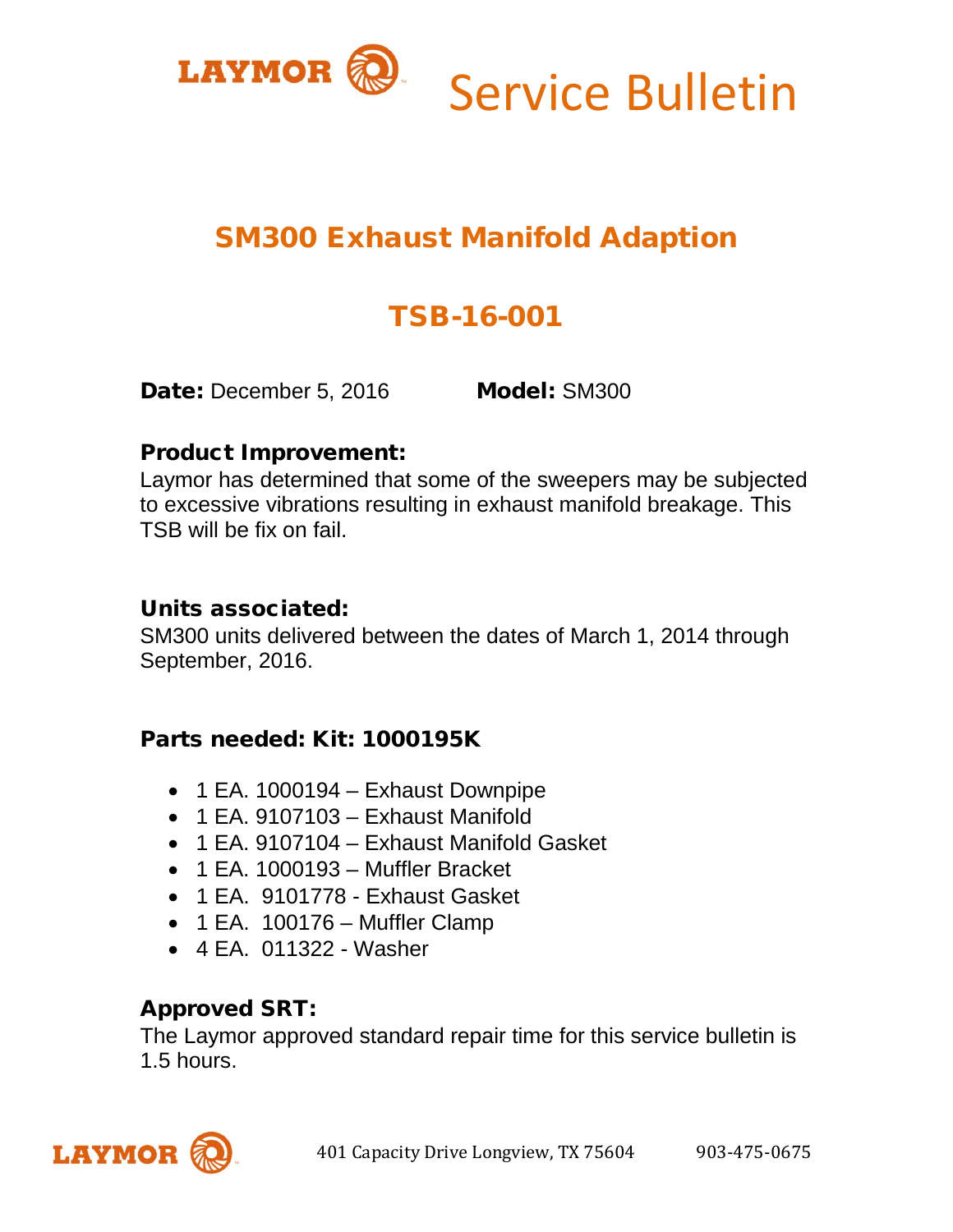LAYMOR

# Service Bulletin

## SM300 Exhaust Manifold Adaption

## TSB-16-001

**Date:** December 5, 2016 **Model:** SM300

### Product Improvement:

Laymor has determined that some of the sweepers may be subjected to excessive vibrations resulting in exhaust manifold breakage. This TSB will be fix on fail.

### Units associated:

SM300 units delivered between the dates of March 1, 2014 through September, 2016.

### Parts needed: Kit: 1000195K

- 1 EA. 1000194 – Exhaust Downpipe
- 1 EA. 9107103 – Exhaust Manifold
- 1 EA. 9107104 – Exhaust Manifold Gasket
- 1 EA. 1000193 – Muffler Bracket
- 1 EA. 9101778 - Exhaust Gasket
- 1 EA. 100176 – Muffler Clamp
- 4 EA. 011322 - Washer

### Approved SRT:

The Laymor approved standard repair time for this service bulletin is 1.5 hours.

LAYMOR 401 Capacity Drive Longview, TX 75604 903-475-0675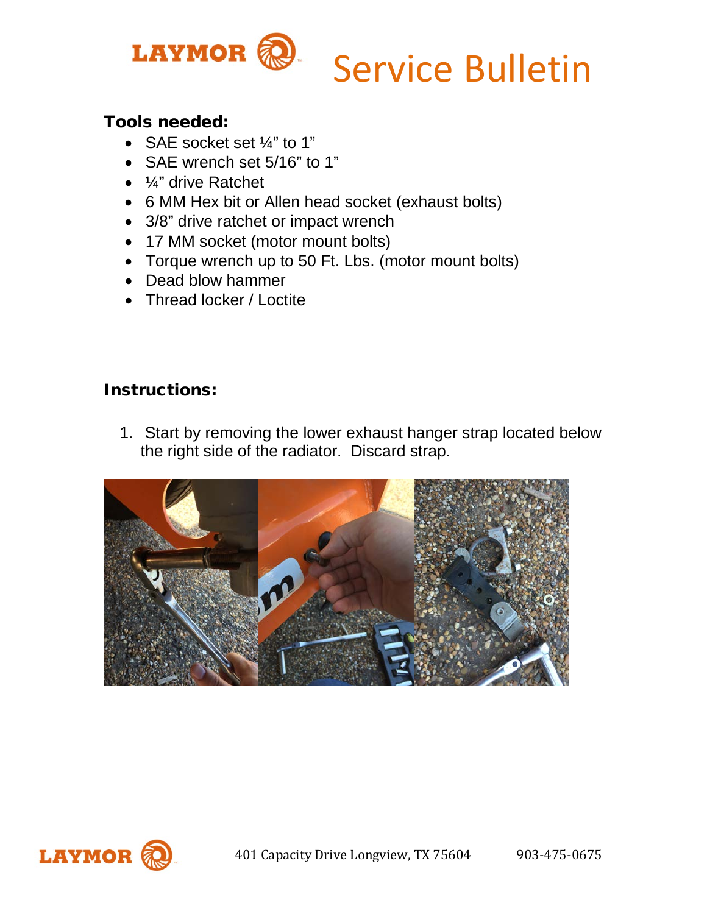# Service Bulletin

### Tools needed:

- SAE socket set ¼" to 1"
- SAE wrench set 5/16" to 1"
- ¼" drive Ratchet
- 6 MM Hex bit or Allen head socket (exhaust bolts)
- 3/8" drive ratchet or impact wrench
- 17 MM socket (motor mount bolts)
- Torque wrench up to 50 Ft. Lbs. (motor mount bolts)
- Dead blow hammer
- Thread locker / Loctite

### Instructions:

1. Start by removing the lower exhaust hanger strap located below the right side of the radiator. Discard strap.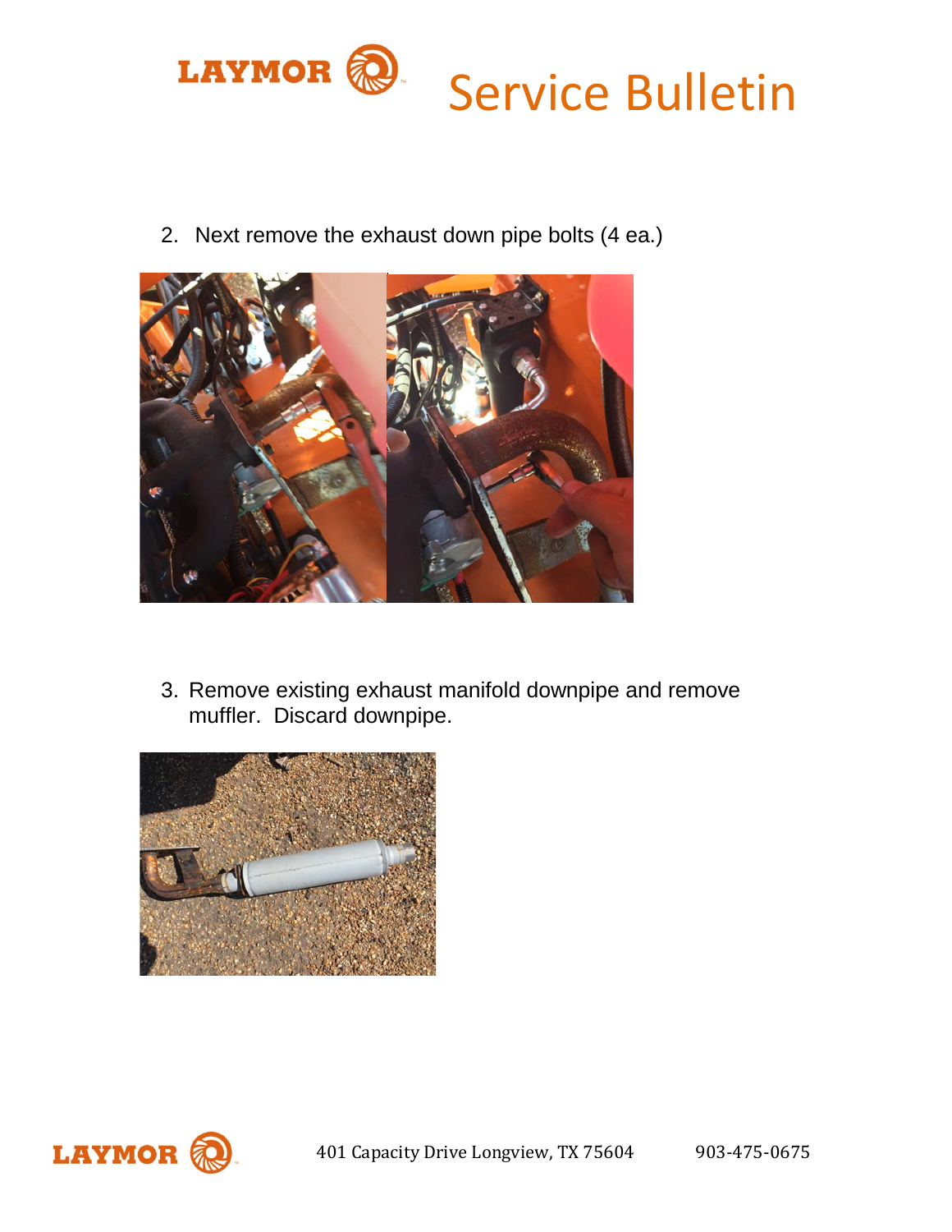2. Next remove the exhaust down pipe bolts (4 ea.)

3. Remove existing exhaust manifold downpipe and remove muffler. Discard downpipe.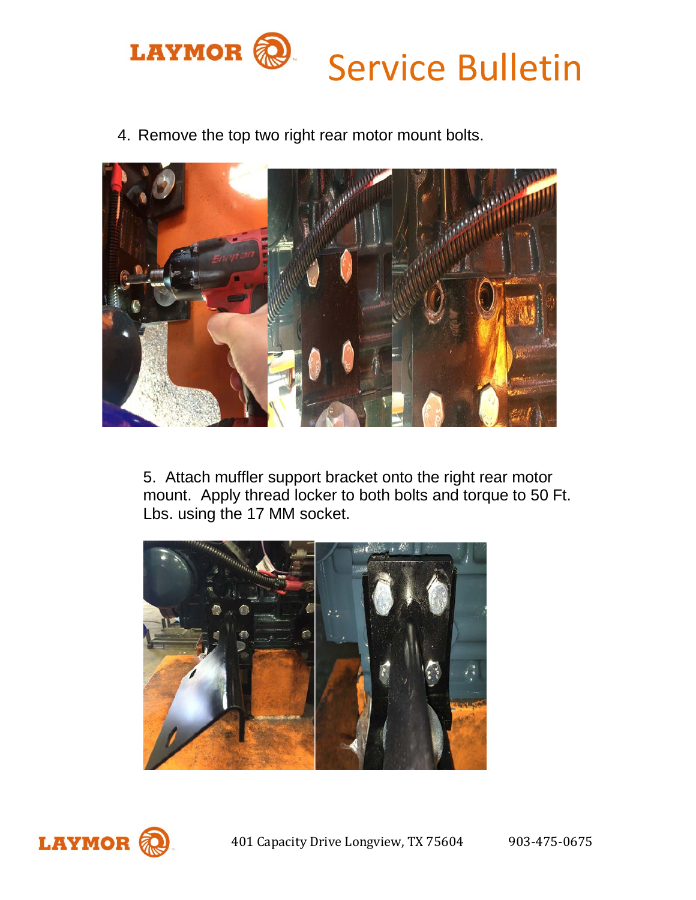4. Remove the top two right rear motor mount bolts.

5. Attach muffler support bracket onto the right rear motor mount. Apply thread locker to both bolts and torque to 50 Ft. Lbs. using the 17 MM socket.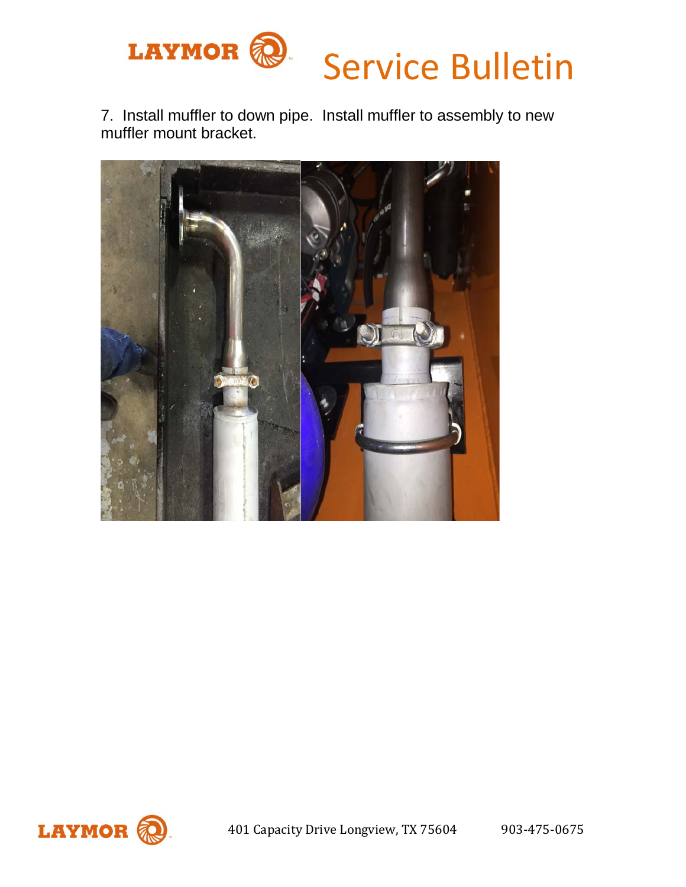7. Install muffler to down pipe. Install muffler to assembly to new muffler mount bracket.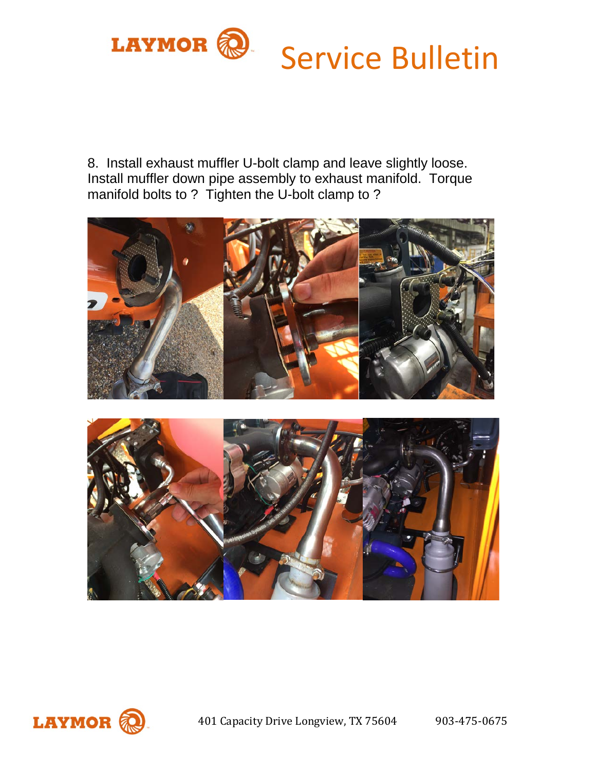8. Install exhaust muffler U-bolt clamp and leave slightly loose. Install muffler down pipe assembly to exhaust manifold. Torque manifold bolts to ? Tighten the U-bolt clamp to ?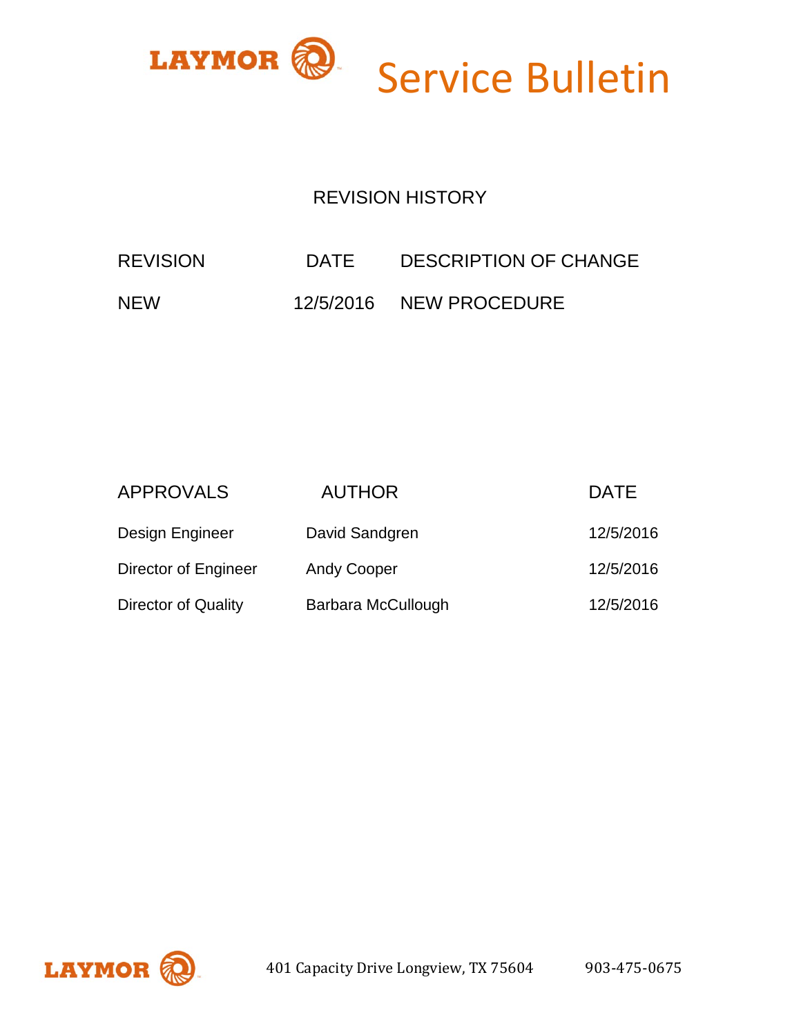# LAYMOR Service Bulletin

## REVISION HISTORY

| REVISION | DATE | DESCRIPTION OF CHANGE |
| --- | --- | --- |
| NEW | 12/5/2016 | NEW PROCEDURE |

| APPROVALS | AUTHOR | DATE |
| --- | --- | --- |
| Design Engineer | David Sandgren | 12/5/2016 |
| Director of Engineer | Andy Cooper | 12/5/2016 |
| Director of Quality | Barbara McCullough | 12/5/2016 |

LAYMOR 401 Capacity Drive Longview, TX 75604 903-475-0675